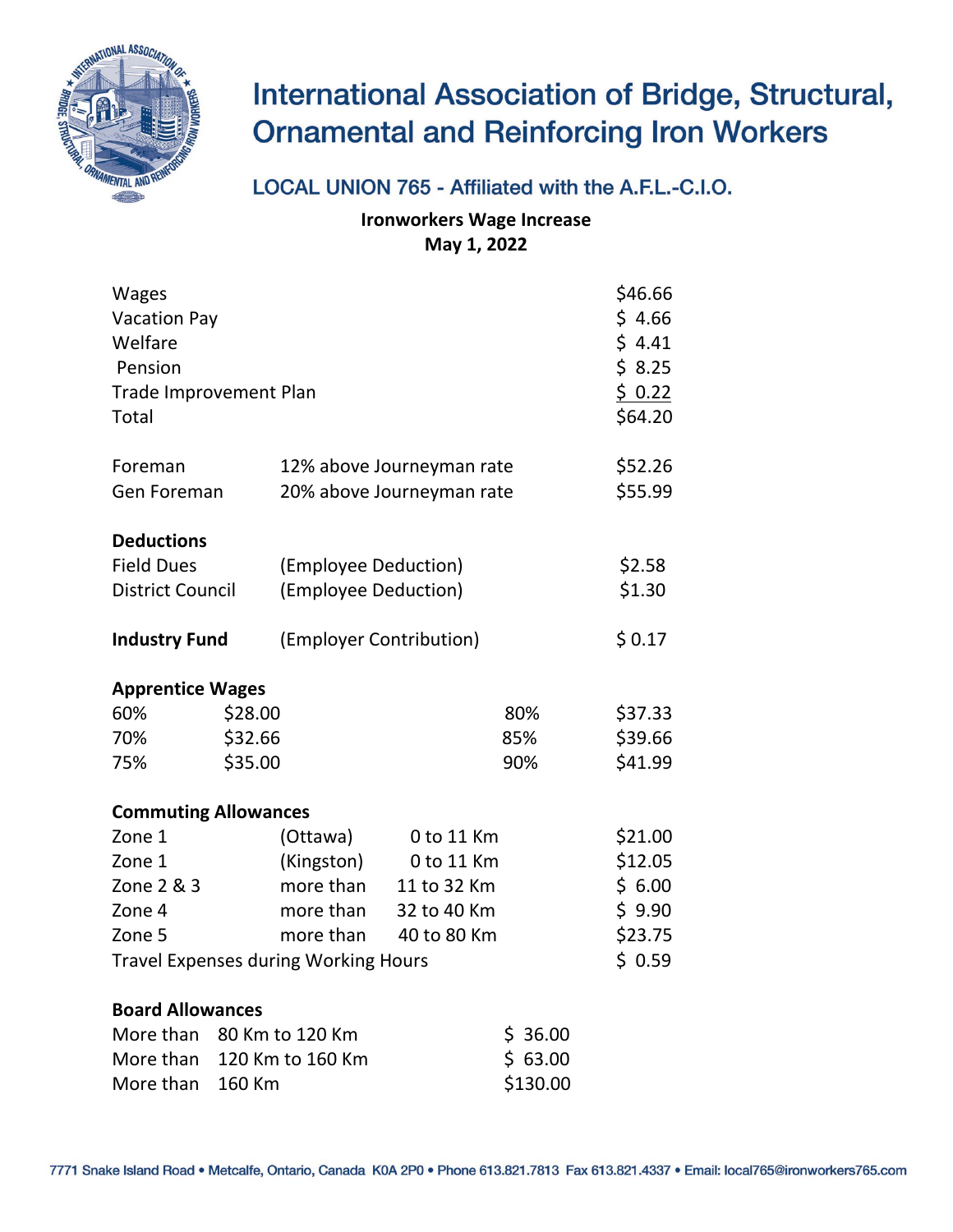# International Association of Bridge, Structural, Ornamental and Reinforcing Iron Workers

## LOCAL UNION 765 - Affiliated with the A.F.L.-C.I.O.

**Ironworkers Wage Increase**
**May 1, 2022**

| | |
|---|---|
| Wages | $46.66 |
| Vacation Pay | $ 4.66 |
| Welfare | $ 4.41 |
| Pension | $ 8.25 |
| Trade Improvement Plan | $ 0.22 |
| Total | $64.20 |

| | | |
|---|---|---|
| Foreman | 12% above Journeyman rate | $52.26 |
| Gen Foreman | 20% above Journeyman rate | $55.99 |

**Deductions**

| | | |
|---|---|---|
| Field Dues | (Employee Deduction) | $2.58 |
| District Council | (Employee Deduction) | $1.30 |

| | | |
|---|---|---|
| **Industry Fund** | (Employer Contribution) | $ 0.17 |

**Apprentice Wages**

| | | | |
|---|---|---|---|
| 60% | $28.00 | 80% | $37.33 |
| 70% | $32.66 | 85% | $39.66 |
| 75% | $35.00 | 90% | $41.99 |

**Commuting Allowances**

| | | | |
|---|---|---|---|
| Zone 1 | (Ottawa) | 0 to 11 Km | $21.00 |
| Zone 1 | (Kingston) | 0 to 11 Km | $12.05 |
| Zone 2 & 3 | more than | 11 to 32 Km | $ 6.00 |
| Zone 4 | more than | 32 to 40 Km | $ 9.90 |
| Zone 5 | more than | 40 to 80 Km | $23.75 |
| Travel Expenses during Working Hours | | | $ 0.59 |

**Board Allowances**

| | | |
|---|---|---|
| More than | 80 Km to 120 Km | $ 36.00 |
| More than | 120 Km to 160 Km | $ 63.00 |
| More than | 160 Km | $130.00 |

7771 Snake Island Road • Metcalfe, Ontario, Canada K0A 2P0 • Phone 613.821.7813 Fax 613.821.4337 • Email: local765@ironworkers765.com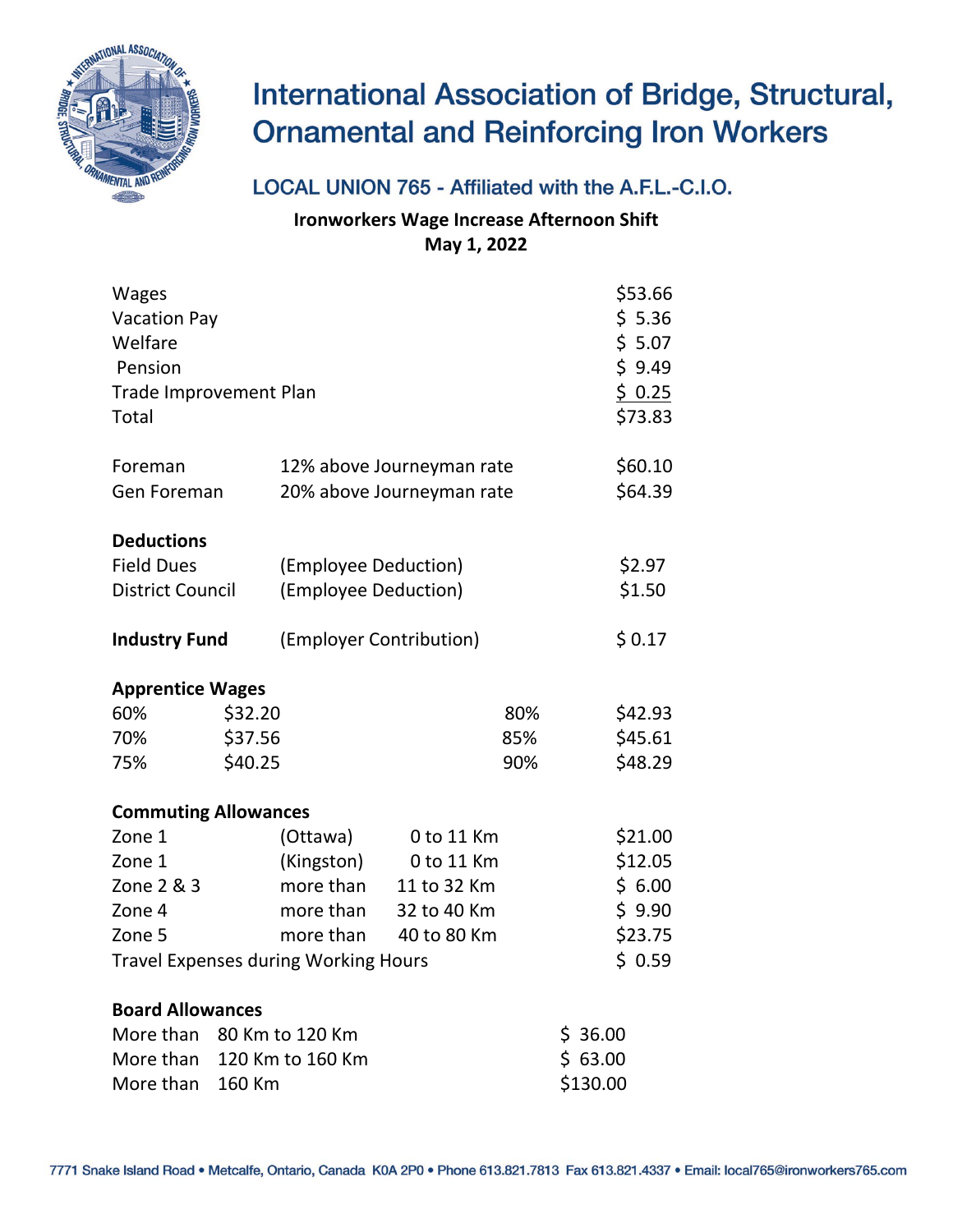# International Association of Bridge, Structural, Ornamental and Reinforcing Iron Workers

## LOCAL UNION 765 - Affiliated with the A.F.L.-C.I.O.

**Ironworkers Wage Increase Afternoon Shift**
**May 1, 2022**

| | |
|---|---|
| Wages | $53.66 |
| Vacation Pay | $ 5.36 |
| Welfare | $ 5.07 |
| Pension | $ 9.49 |
| Trade Improvement Plan | $ 0.25 |
| Total | $73.83 |

| | | |
|---|---|---|
| Foreman | 12% above Journeyman rate | $60.10 |
| Gen Foreman | 20% above Journeyman rate | $64.39 |

**Deductions**

| | | |
|---|---|---|
| Field Dues | (Employee Deduction) | $2.97 |
| District Council | (Employee Deduction) | $1.50 |

| | | |
|---|---|---|
| **Industry Fund** | (Employer Contribution) | $ 0.17 |

**Apprentice Wages**

| | | | |
|---|---|---|---|
| 60% | $32.20 | 80% | $42.93 |
| 70% | $37.56 | 85% | $45.61 |
| 75% | $40.25 | 90% | $48.29 |

**Commuting Allowances**

| | | | |
|---|---|---|---|
| Zone 1 | (Ottawa) | 0 to 11 Km | $21.00 |
| Zone 1 | (Kingston) | 0 to 11 Km | $12.05 |
| Zone 2 & 3 | more than | 11 to 32 Km | $ 6.00 |
| Zone 4 | more than | 32 to 40 Km | $ 9.90 |
| Zone 5 | more than | 40 to 80 Km | $23.75 |
| Travel Expenses during Working Hours | | | $ 0.59 |

**Board Allowances**

| | | |
|---|---|---|
| More than | 80 Km to 120 Km | $ 36.00 |
| More than | 120 Km to 160 Km | $ 63.00 |
| More than | 160 Km | $130.00 |

7771 Snake Island Road • Metcalfe, Ontario, Canada K0A 2P0 • Phone 613.821.7813 Fax 613.821.4337 • Email: local765@ironworkers765.com